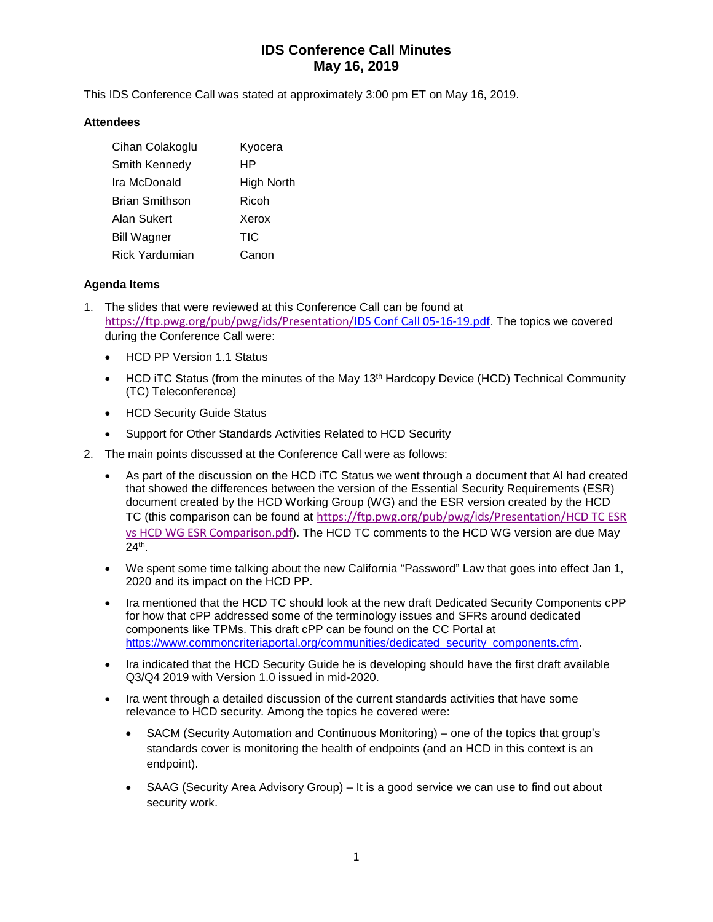# IDS Conference Call Minutes
## May 16, 2019

This IDS Conference Call was stated at approximately 3:00 pm ET on May 16, 2019.

### Attendees

| | |
|---|---|
| Cihan Colakoglu | Kyocera |
| Smith Kennedy | HP |
| Ira McDonald | High North |
| Brian Smithson | Ricoh |
| Alan Sukert | Xerox |
| Bill Wagner | TIC |
| Rick Yardumian | Canon |

### Agenda Items

1. The slides that were reviewed at this Conference Call can be found at https://ftp.pwg.org/pub/pwg/ids/Presentation/IDS Conf Call 05-16-19.pdf. The topics we covered during the Conference Call were:
   - HCD PP Version 1.1 Status
   - HCD iTC Status (from the minutes of the May 13th Hardcopy Device (HCD) Technical Community (TC) Teleconference)
   - HCD Security Guide Status
   - Support for Other Standards Activities Related to HCD Security
2. The main points discussed at the Conference Call were as follows:
   - As part of the discussion on the HCD iTC Status we went through a document that Al had created that showed the differences between the version of the Essential Security Requirements (ESR) document created by the HCD Working Group (WG) and the ESR version created by the HCD TC (this comparison can be found at https://ftp.pwg.org/pub/pwg/ids/Presentation/HCD TC ESR vs HCD WG ESR Comparison.pdf). The HCD TC comments to the HCD WG version are due May 24th.
   - We spent some time talking about the new California "Password" Law that goes into effect Jan 1, 2020 and its impact on the HCD PP.
   - Ira mentioned that the HCD TC should look at the new draft Dedicated Security Components cPP for how that cPP addressed some of the terminology issues and SFRs around dedicated components like TPMs. This draft cPP can be found on the CC Portal at https://www.commoncriteriaportal.org/communities/dedicated_security_components.cfm.
   - Ira indicated that the HCD Security Guide he is developing should have the first draft available Q3/Q4 2019 with Version 1.0 issued in mid-2020.
   - Ira went through a detailed discussion of the current standards activities that have some relevance to HCD security. Among the topics he covered were:
     - SACM (Security Automation and Continuous Monitoring) – one of the topics that group's standards cover is monitoring the health of endpoints (and an HCD in this context is an endpoint).
     - SAAG (Security Area Advisory Group) – It is a good service we can use to find out about security work.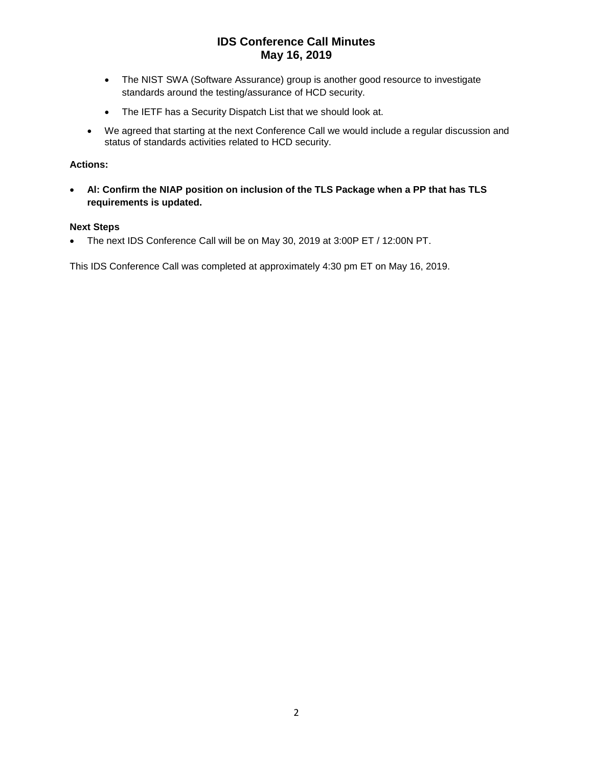- The NIST SWA (Software Assurance) group is another good resource to investigate standards around the testing/assurance of HCD security.
- The IETF has a Security Dispatch List that we should look at.
- We agreed that starting at the next Conference Call we would include a regular discussion and status of standards activities related to HCD security.

**Actions:**

- **Al: Confirm the NIAP position on inclusion of the TLS Package when a PP that has TLS requirements is updated.**

**Next Steps**

- The next IDS Conference Call will be on May 30, 2019 at 3:00P ET / 12:00N PT.

This IDS Conference Call was completed at approximately 4:30 pm ET on May 16, 2019.